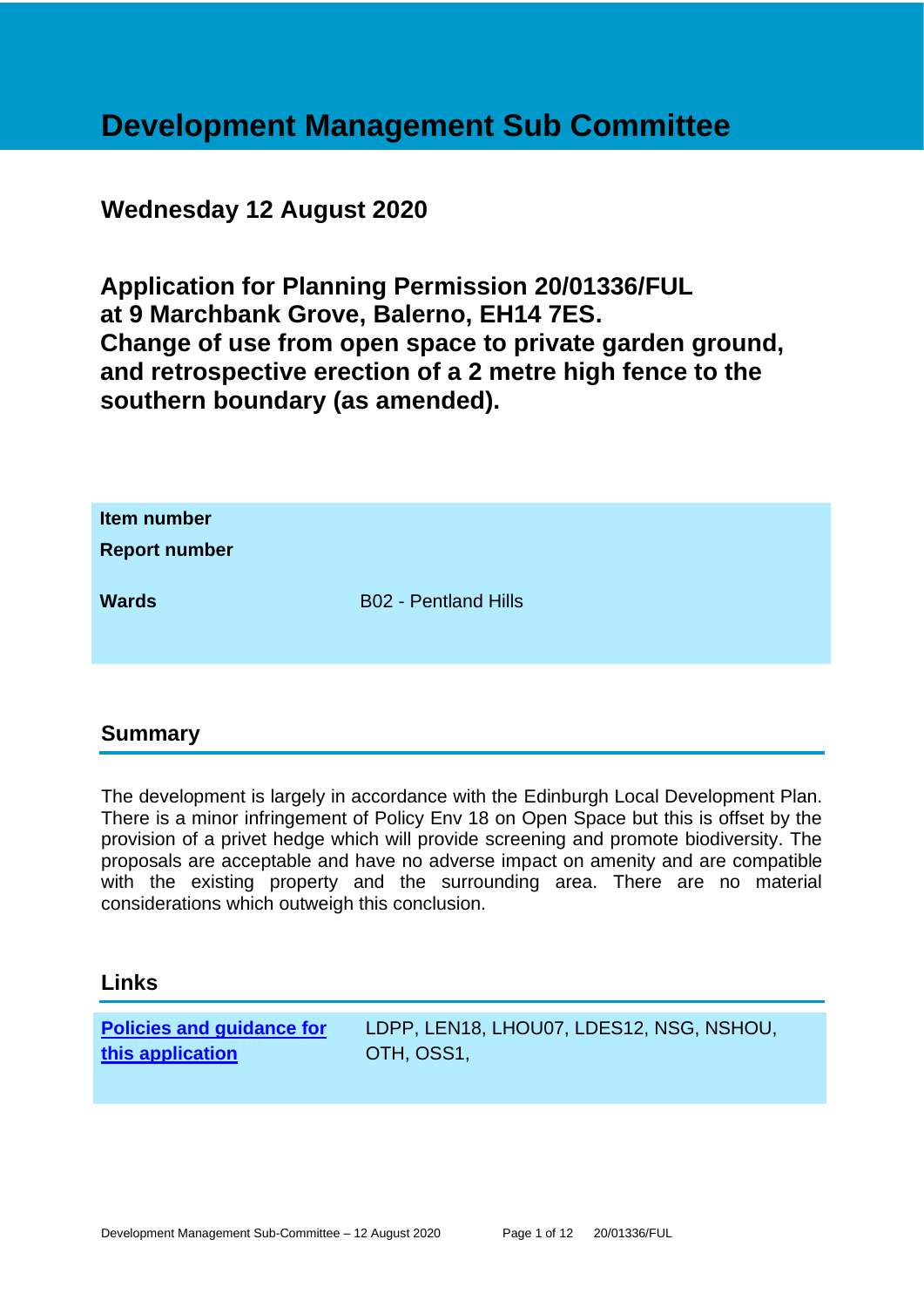# Development Management Sub Committee

## Wednesday 12 August 2020

## Application for Planning Permission 20/01336/FUL at 9 Marchbank Grove, Balerno, EH14 7ES. Change of use from open space to private garden ground, and retrospective erection of a 2 metre high fence to the southern boundary (as amended).

| | |
|---|---|
| **Item number** | |
| **Report number** | |
| **Wards** | B02 - Pentland Hills |

## Summary

The development is largely in accordance with the Edinburgh Local Development Plan. There is a minor infringement of Policy Env 18 on Open Space but this is offset by the provision of a privet hedge which will provide screening and promote biodiversity. The proposals are acceptable and have no adverse impact on amenity and are compatible with the existing property and the surrounding area. There are no material considerations which outweigh this conclusion.

## Links

| | |
|---|---|
| **Policies and guidance for this application** | LDPP, LEN18, LHOU07, LDES12, NSG, NSHOU, OTH, OSS1, |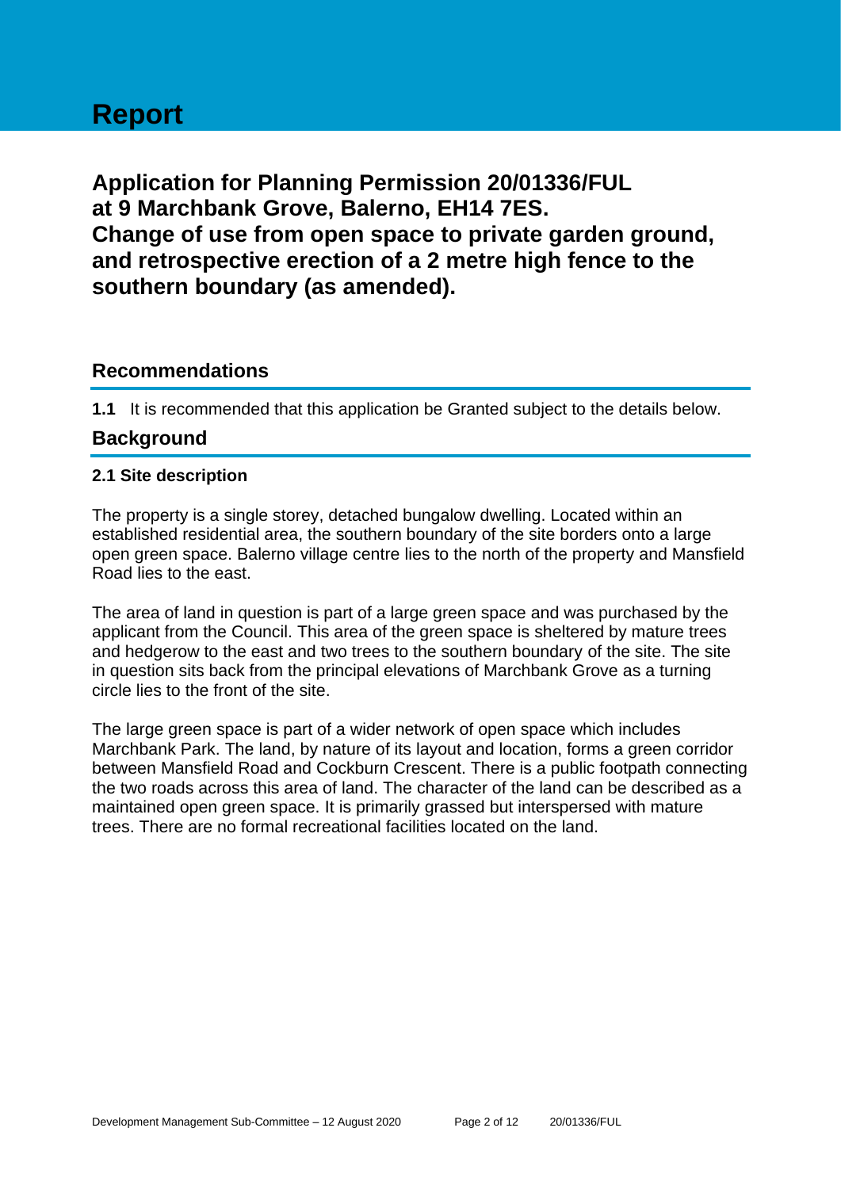# Report

## Application for Planning Permission 20/01336/FUL at 9 Marchbank Grove, Balerno, EH14 7ES. Change of use from open space to private garden ground, and retrospective erection of a 2 metre high fence to the southern boundary (as amended).

## Recommendations

**1.1** It is recommended that this application be Granted subject to the details below.

## Background

### 2.1 Site description

The property is a single storey, detached bungalow dwelling. Located within an established residential area, the southern boundary of the site borders onto a large open green space. Balerno village centre lies to the north of the property and Mansfield Road lies to the east.

The area of land in question is part of a large green space and was purchased by the applicant from the Council. This area of the green space is sheltered by mature trees and hedgerow to the east and two trees to the southern boundary of the site. The site in question sits back from the principal elevations of Marchbank Grove as a turning circle lies to the front of the site.

The large green space is part of a wider network of open space which includes Marchbank Park. The land, by nature of its layout and location, forms a green corridor between Mansfield Road and Cockburn Crescent. There is a public footpath connecting the two roads across this area of land. The character of the land can be described as a maintained open green space. It is primarily grassed but interspersed with mature trees. There are no formal recreational facilities located on the land.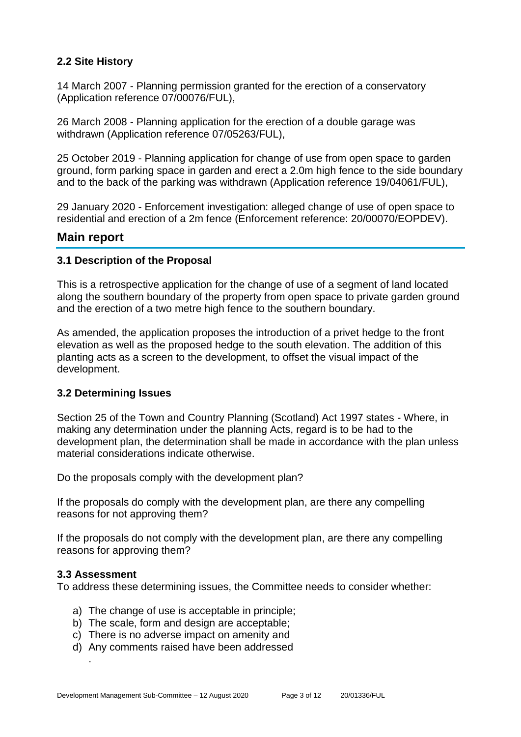### 2.2 Site History

14 March 2007 - Planning permission granted for the erection of a conservatory (Application reference 07/00076/FUL),

26 March 2008 - Planning application for the erection of a double garage was withdrawn (Application reference 07/05263/FUL),

25 October 2019 - Planning application for change of use from open space to garden ground, form parking space in garden and erect a 2.0m high fence to the side boundary and to the back of the parking was withdrawn (Application reference 19/04061/FUL),

29 January 2020 - Enforcement investigation: alleged change of use of open space to residential and erection of a 2m fence (Enforcement reference: 20/00070/EOPDEV).

## Main report

### 3.1 Description of the Proposal

This is a retrospective application for the change of use of a segment of land located along the southern boundary of the property from open space to private garden ground and the erection of a two metre high fence to the southern boundary.

As amended, the application proposes the introduction of a privet hedge to the front elevation as well as the proposed hedge to the south elevation. The addition of this planting acts as a screen to the development, to offset the visual impact of the development.

### 3.2 Determining Issues

Section 25 of the Town and Country Planning (Scotland) Act 1997 states - Where, in making any determination under the planning Acts, regard is to be had to the development plan, the determination shall be made in accordance with the plan unless material considerations indicate otherwise.

Do the proposals comply with the development plan?

If the proposals do comply with the development plan, are there any compelling reasons for not approving them?

If the proposals do not comply with the development plan, are there any compelling reasons for approving them?

### 3.3 Assessment

To address these determining issues, the Committee needs to consider whether:

a) The change of use is acceptable in principle;
b) The scale, form and design are acceptable;
c) There is no adverse impact on amenity and
d) Any comments raised have been addressed

.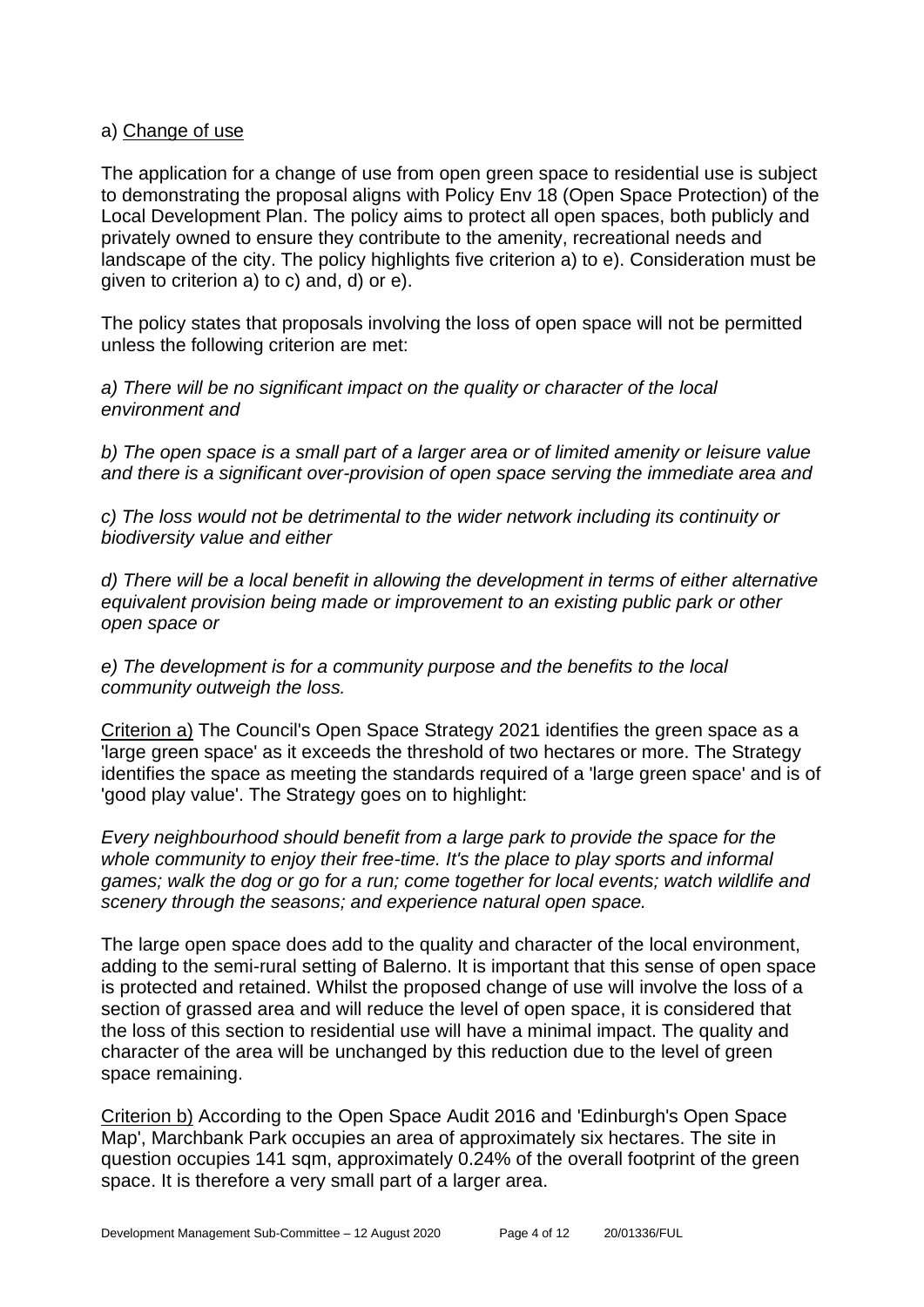a) <u>Change of use</u>

The application for a change of use from open green space to residential use is subject to demonstrating the proposal aligns with Policy Env 18 (Open Space Protection) of the Local Development Plan. The policy aims to protect all open spaces, both publicly and privately owned to ensure they contribute to the amenity, recreational needs and landscape of the city. The policy highlights five criterion a) to e). Consideration must be given to criterion a) to c) and, d) or e).

The policy states that proposals involving the loss of open space will not be permitted unless the following criterion are met:

*a) There will be no significant impact on the quality or character of the local environment and*

*b) The open space is a small part of a larger area or of limited amenity or leisure value and there is a significant over-provision of open space serving the immediate area and*

*c) The loss would not be detrimental to the wider network including its continuity or biodiversity value and either*

*d) There will be a local benefit in allowing the development in terms of either alternative equivalent provision being made or improvement to an existing public park or other open space or*

*e) The development is for a community purpose and the benefits to the local community outweigh the loss.*

<u>Criterion a)</u> The Council's Open Space Strategy 2021 identifies the green space as a 'large green space' as it exceeds the threshold of two hectares or more. The Strategy identifies the space as meeting the standards required of a 'large green space' and is of 'good play value'. The Strategy goes on to highlight:

*Every neighbourhood should benefit from a large park to provide the space for the whole community to enjoy their free-time. It's the place to play sports and informal games; walk the dog or go for a run; come together for local events; watch wildlife and scenery through the seasons; and experience natural open space.*

The large open space does add to the quality and character of the local environment, adding to the semi-rural setting of Balerno. It is important that this sense of open space is protected and retained. Whilst the proposed change of use will involve the loss of a section of grassed area and will reduce the level of open space, it is considered that the loss of this section to residential use will have a minimal impact. The quality and character of the area will be unchanged by this reduction due to the level of green space remaining.

<u>Criterion b)</u> According to the Open Space Audit 2016 and 'Edinburgh's Open Space Map', Marchbank Park occupies an area of approximately six hectares. The site in question occupies 141 sqm, approximately 0.24% of the overall footprint of the green space. It is therefore a very small part of a larger area.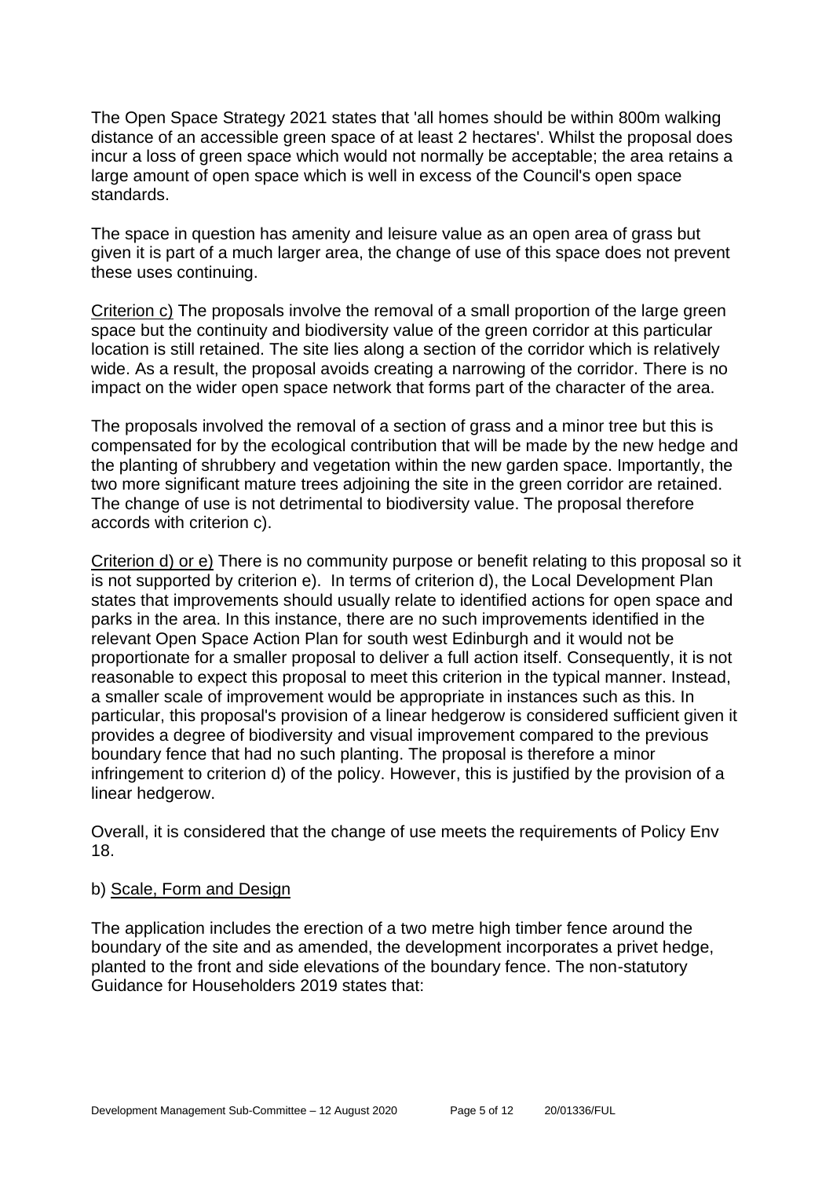The Open Space Strategy 2021 states that 'all homes should be within 800m walking distance of an accessible green space of at least 2 hectares'. Whilst the proposal does incur a loss of green space which would not normally be acceptable; the area retains a large amount of open space which is well in excess of the Council's open space standards.

The space in question has amenity and leisure value as an open area of grass but given it is part of a much larger area, the change of use of this space does not prevent these uses continuing.

Criterion c) The proposals involve the removal of a small proportion of the large green space but the continuity and biodiversity value of the green corridor at this particular location is still retained. The site lies along a section of the corridor which is relatively wide. As a result, the proposal avoids creating a narrowing of the corridor. There is no impact on the wider open space network that forms part of the character of the area.

The proposals involved the removal of a section of grass and a minor tree but this is compensated for by the ecological contribution that will be made by the new hedge and the planting of shrubbery and vegetation within the new garden space. Importantly, the two more significant mature trees adjoining the site in the green corridor are retained. The change of use is not detrimental to biodiversity value. The proposal therefore accords with criterion c).

Criterion d) or e) There is no community purpose or benefit relating to this proposal so it is not supported by criterion e). In terms of criterion d), the Local Development Plan states that improvements should usually relate to identified actions for open space and parks in the area. In this instance, there are no such improvements identified in the relevant Open Space Action Plan for south west Edinburgh and it would not be proportionate for a smaller proposal to deliver a full action itself. Consequently, it is not reasonable to expect this proposal to meet this criterion in the typical manner. Instead, a smaller scale of improvement would be appropriate in instances such as this. In particular, this proposal's provision of a linear hedgerow is considered sufficient given it provides a degree of biodiversity and visual improvement compared to the previous boundary fence that had no such planting. The proposal is therefore a minor infringement to criterion d) of the policy. However, this is justified by the provision of a linear hedgerow.

Overall, it is considered that the change of use meets the requirements of Policy Env 18.

b) Scale, Form and Design

The application includes the erection of a two metre high timber fence around the boundary of the site and as amended, the development incorporates a privet hedge, planted to the front and side elevations of the boundary fence. The non-statutory Guidance for Householders 2019 states that: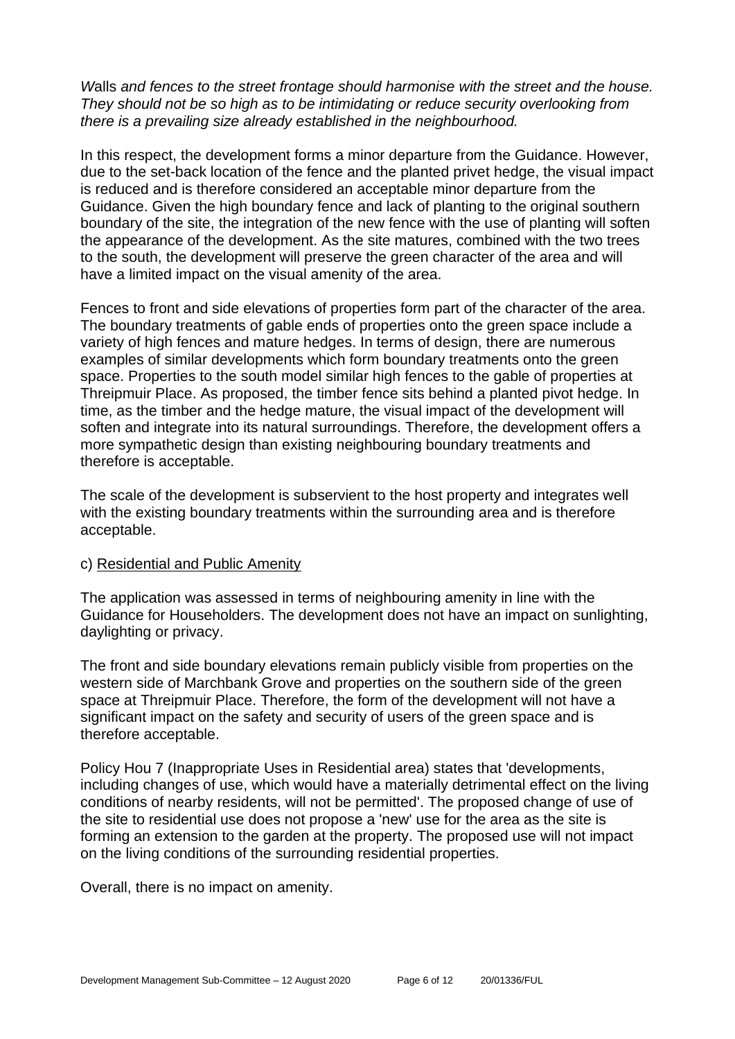*Walls and fences to the street frontage should harmonise with the street and the house. They should not be so high as to be intimidating or reduce security overlooking from there is a prevailing size already established in the neighbourhood.*

In this respect, the development forms a minor departure from the Guidance. However, due to the set-back location of the fence and the planted privet hedge, the visual impact is reduced and is therefore considered an acceptable minor departure from the Guidance. Given the high boundary fence and lack of planting to the original southern boundary of the site, the integration of the new fence with the use of planting will soften the appearance of the development. As the site matures, combined with the two trees to the south, the development will preserve the green character of the area and will have a limited impact on the visual amenity of the area.

Fences to front and side elevations of properties form part of the character of the area. The boundary treatments of gable ends of properties onto the green space include a variety of high fences and mature hedges. In terms of design, there are numerous examples of similar developments which form boundary treatments onto the green space. Properties to the south model similar high fences to the gable of properties at Threipmuir Place. As proposed, the timber fence sits behind a planted pivot hedge. In time, as the timber and the hedge mature, the visual impact of the development will soften and integrate into its natural surroundings. Therefore, the development offers a more sympathetic design than existing neighbouring boundary treatments and therefore is acceptable.

The scale of the development is subservient to the host property and integrates well with the existing boundary treatments within the surrounding area and is therefore acceptable.

c) Residential and Public Amenity

The application was assessed in terms of neighbouring amenity in line with the Guidance for Householders. The development does not have an impact on sunlighting, daylighting or privacy.

The front and side boundary elevations remain publicly visible from properties on the western side of Marchbank Grove and properties on the southern side of the green space at Threipmuir Place. Therefore, the form of the development will not have a significant impact on the safety and security of users of the green space and is therefore acceptable.

Policy Hou 7 (Inappropriate Uses in Residential area) states that 'developments, including changes of use, which would have a materially detrimental effect on the living conditions of nearby residents, will not be permitted'. The proposed change of use of the site to residential use does not propose a 'new' use for the area as the site is forming an extension to the garden at the property. The proposed use will not impact on the living conditions of the surrounding residential properties.

Overall, there is no impact on amenity.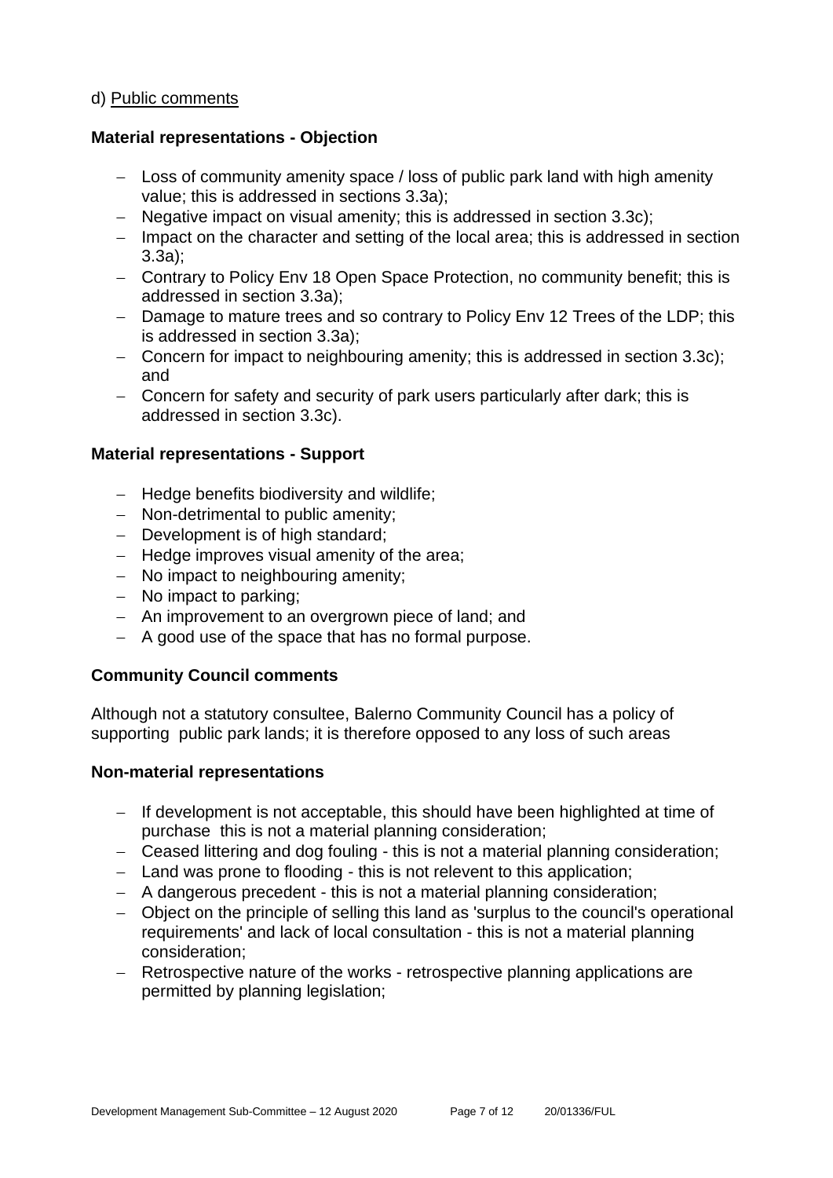d) Public comments

**Material representations - Objection**

- Loss of community amenity space / loss of public park land with high amenity value; this is addressed in sections 3.3a);
- Negative impact on visual amenity; this is addressed in section 3.3c);
- Impact on the character and setting of the local area; this is addressed in section 3.3a);
- Contrary to Policy Env 18 Open Space Protection, no community benefit; this is addressed in section 3.3a);
- Damage to mature trees and so contrary to Policy Env 12 Trees of the LDP; this is addressed in section 3.3a);
- Concern for impact to neighbouring amenity; this is addressed in section 3.3c); and
- Concern for safety and security of park users particularly after dark; this is addressed in section 3.3c).

**Material representations - Support**

- Hedge benefits biodiversity and wildlife;
- Non-detrimental to public amenity;
- Development is of high standard;
- Hedge improves visual amenity of the area;
- No impact to neighbouring amenity;
- No impact to parking;
- An improvement to an overgrown piece of land; and
- A good use of the space that has no formal purpose.

**Community Council comments**

Although not a statutory consultee, Balerno Community Council has a policy of supporting public park lands; it is therefore opposed to any loss of such areas

**Non-material representations**

- If development is not acceptable, this should have been highlighted at time of purchase this is not a material planning consideration;
- Ceased littering and dog fouling - this is not a material planning consideration;
- Land was prone to flooding - this is not relevent to this application;
- A dangerous precedent - this is not a material planning consideration;
- Object on the principle of selling this land as 'surplus to the council's operational requirements' and lack of local consultation - this is not a material planning consideration;
- Retrospective nature of the works - retrospective planning applications are permitted by planning legislation;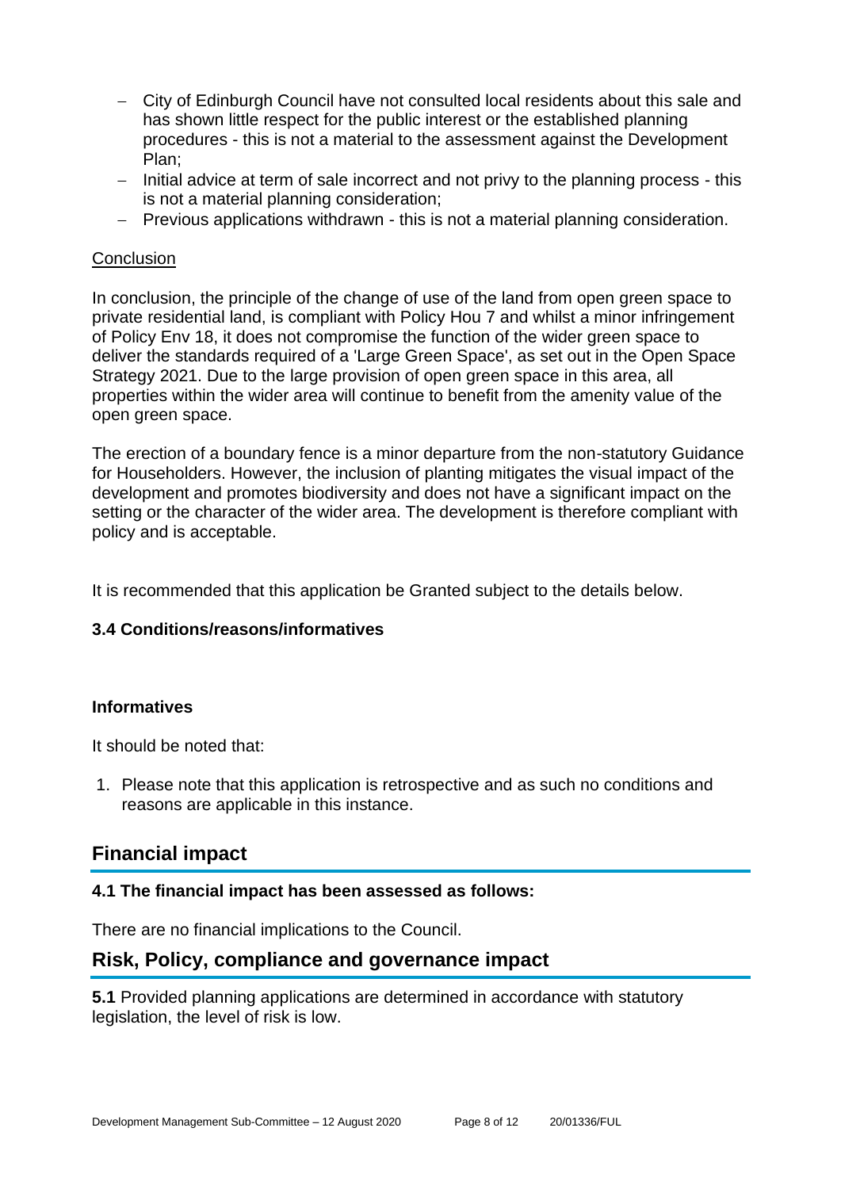- City of Edinburgh Council have not consulted local residents about this sale and has shown little respect for the public interest or the established planning procedures - this is not a material to the assessment against the Development Plan;
- Initial advice at term of sale incorrect and not privy to the planning process - this is not a material planning consideration;
- Previous applications withdrawn - this is not a material planning consideration.

Conclusion

In conclusion, the principle of the change of use of the land from open green space to private residential land, is compliant with Policy Hou 7 and whilst a minor infringement of Policy Env 18, it does not compromise the function of the wider green space to deliver the standards required of a 'Large Green Space', as set out in the Open Space Strategy 2021. Due to the large provision of open green space in this area, all properties within the wider area will continue to benefit from the amenity value of the open green space.

The erection of a boundary fence is a minor departure from the non-statutory Guidance for Householders. However, the inclusion of planting mitigates the visual impact of the development and promotes biodiversity and does not have a significant impact on the setting or the character of the wider area. The development is therefore compliant with policy and is acceptable.

It is recommended that this application be Granted subject to the details below.

**3.4 Conditions/reasons/informatives**

**Informatives**

It should be noted that:

1. Please note that this application is retrospective and as such no conditions and reasons are applicable in this instance.

## Financial impact

**4.1 The financial impact has been assessed as follows:**

There are no financial implications to the Council.

## Risk, Policy, compliance and governance impact

**5.1** Provided planning applications are determined in accordance with statutory legislation, the level of risk is low.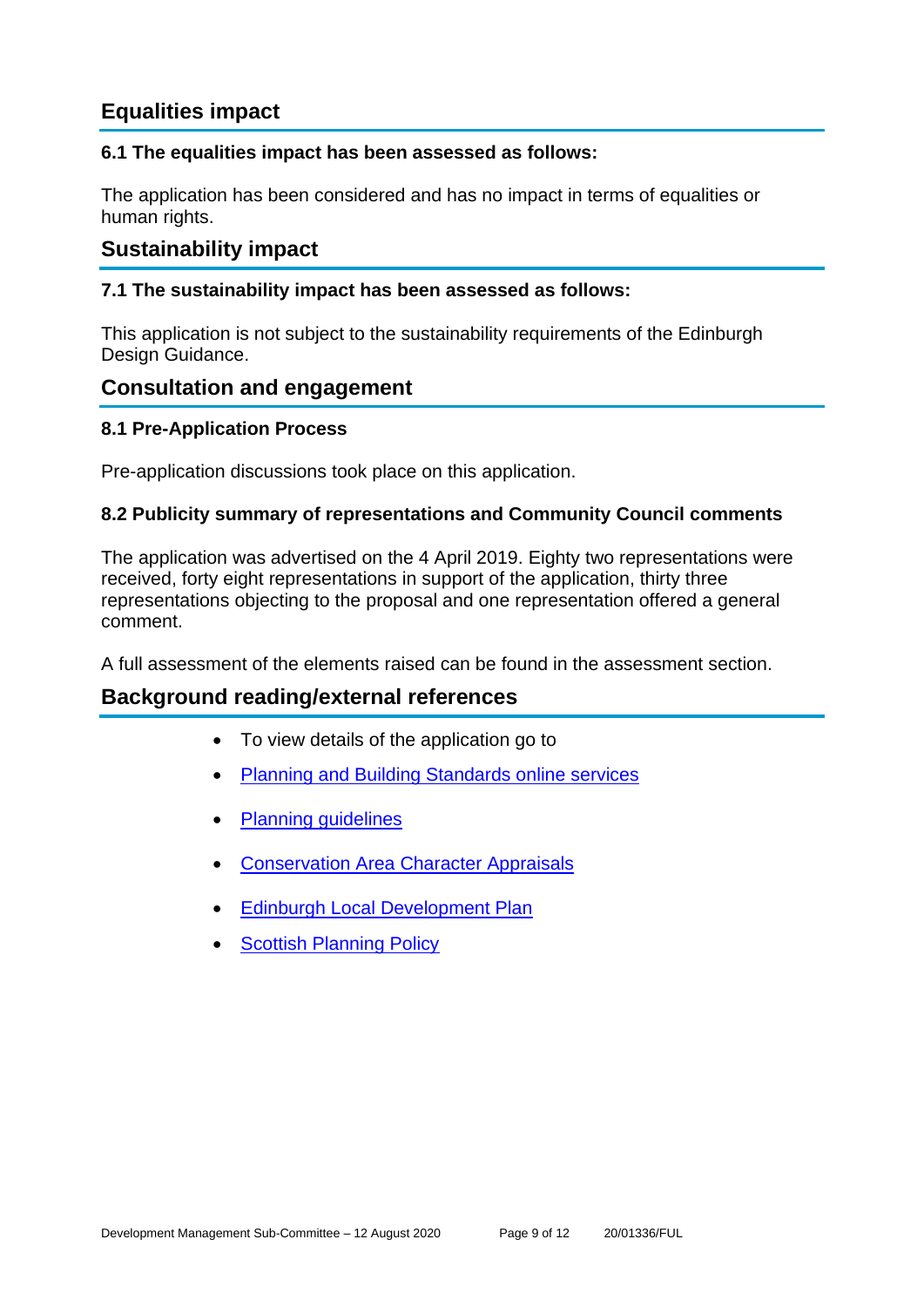## Equalities impact

### 6.1 The equalities impact has been assessed as follows:

The application has been considered and has no impact in terms of equalities or human rights.

## Sustainability impact

### 7.1 The sustainability impact has been assessed as follows:

This application is not subject to the sustainability requirements of the Edinburgh Design Guidance.

## Consultation and engagement

### 8.1 Pre-Application Process

Pre-application discussions took place on this application.

### 8.2 Publicity summary of representations and Community Council comments

The application was advertised on the 4 April 2019. Eighty two representations were received, forty eight representations in support of the application, thirty three representations objecting to the proposal and one representation offered a general comment.

A full assessment of the elements raised can be found in the assessment section.

## Background reading/external references

- To view details of the application go to
- Planning and Building Standards online services
- Planning guidelines
- Conservation Area Character Appraisals
- Edinburgh Local Development Plan
- Scottish Planning Policy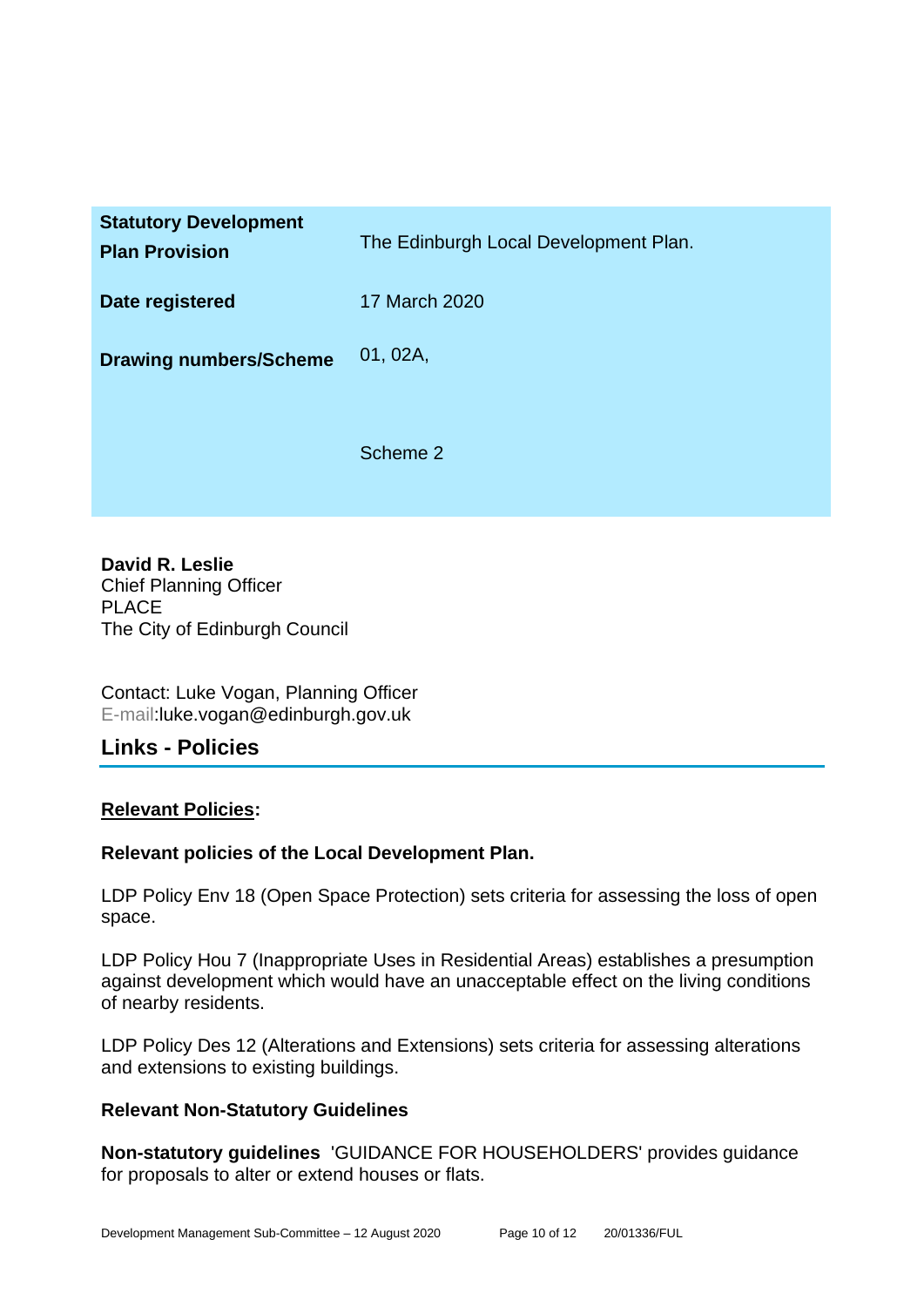| | |
|---|---|
| **Statutory Development Plan Provision** | The Edinburgh Local Development Plan. |
| **Date registered** | 17 March 2020 |
| **Drawing numbers/Scheme** | 01, 02A,<br><br>Scheme 2 |

**David R. Leslie**
Chief Planning Officer
PLACE
The City of Edinburgh Council

Contact: Luke Vogan, Planning Officer
E-mail:luke.vogan@edinburgh.gov.uk

## Links - Policies

**Relevant Policies:**

**Relevant policies of the Local Development Plan.**

LDP Policy Env 18 (Open Space Protection) sets criteria for assessing the loss of open space.

LDP Policy Hou 7 (Inappropriate Uses in Residential Areas) establishes a presumption against development which would have an unacceptable effect on the living conditions of nearby residents.

LDP Policy Des 12 (Alterations and Extensions) sets criteria for assessing alterations and extensions to existing buildings.

**Relevant Non-Statutory Guidelines**

**Non-statutory guidelines** 'GUIDANCE FOR HOUSEHOLDERS' provides guidance for proposals to alter or extend houses or flats.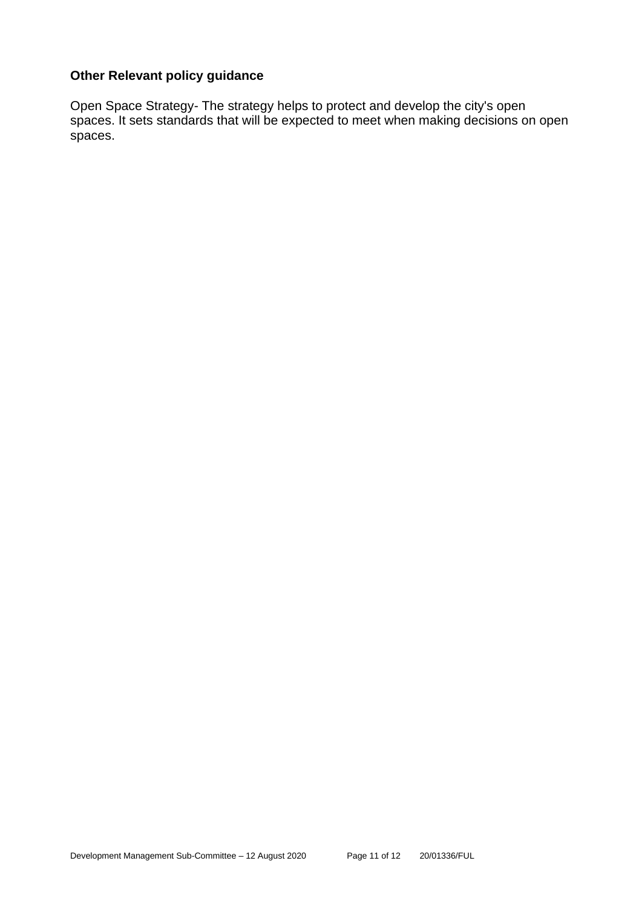**Other Relevant policy guidance**

Open Space Strategy- The strategy helps to protect and develop the city's open spaces. It sets standards that will be expected to meet when making decisions on open spaces.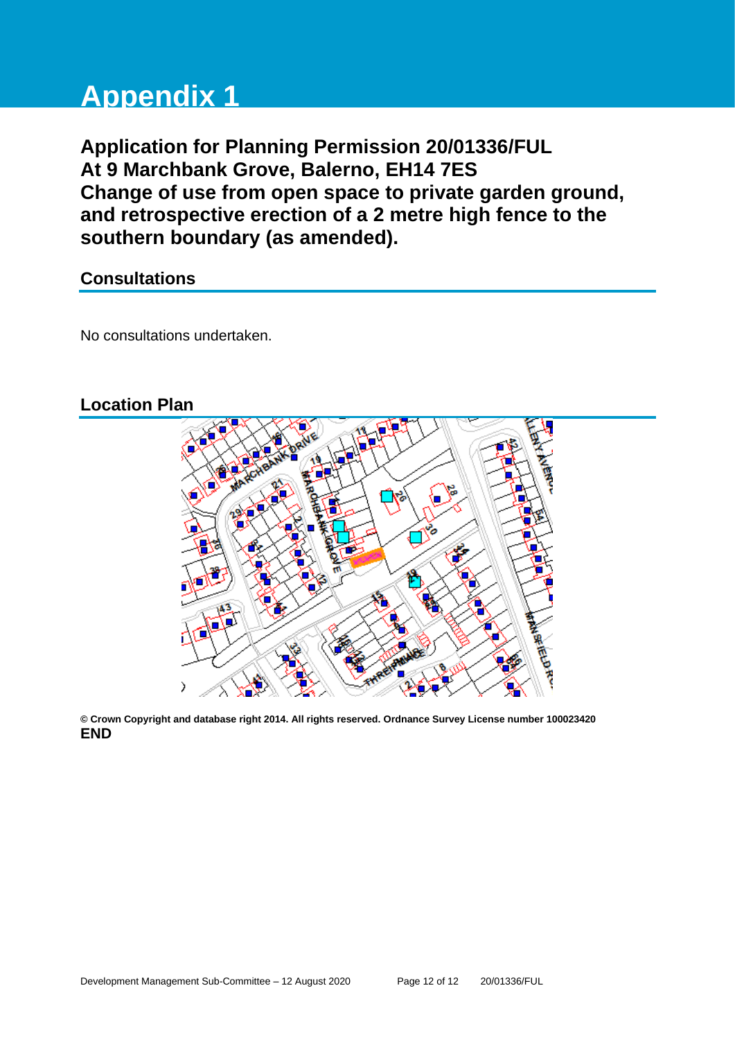# Appendix 1

**Application for Planning Permission 20/01336/FUL**
**At 9 Marchbank Grove, Balerno, EH14 7ES**
**Change of use from open space to private garden ground, and retrospective erection of a 2 metre high fence to the southern boundary (as amended).**

## Consultations

No consultations undertaken.

## Location Plan

**© Crown Copyright and database right 2014. All rights reserved. Ordnance Survey License number 100023420**

**END**